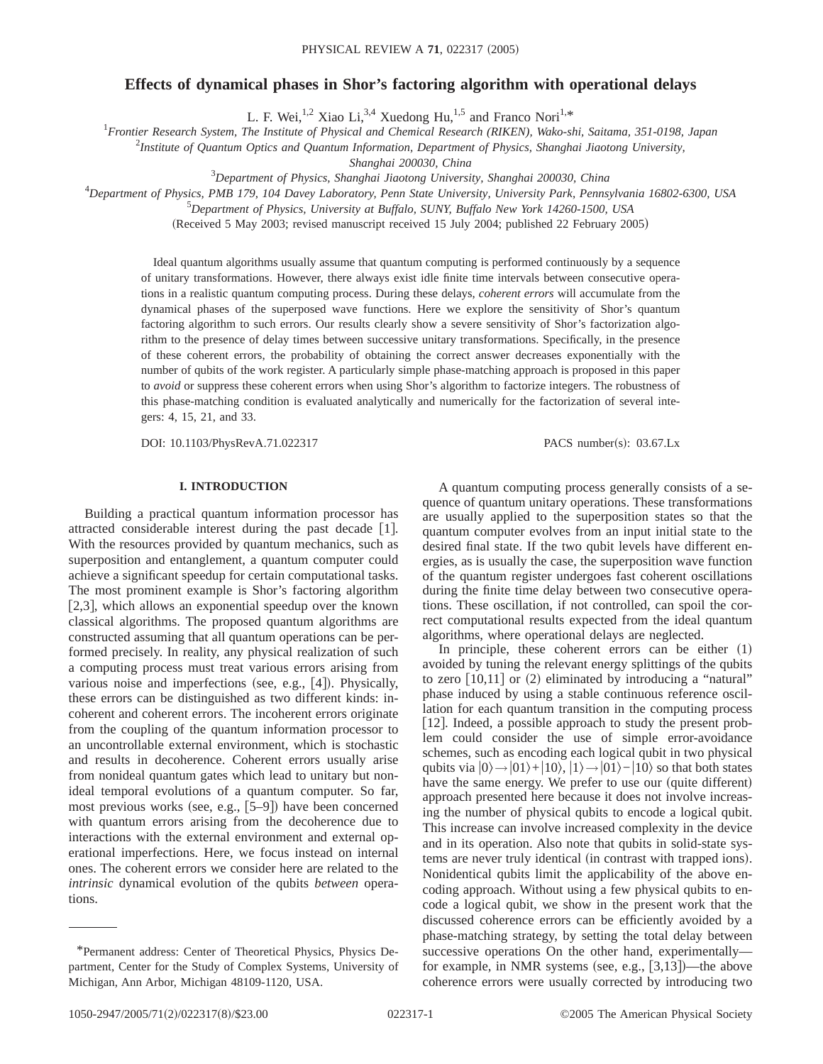# Effects of dynamical phases in Shor's factoring algorithm with operational delays

L. F. Wei,[1,2] Xiao Li,[3,4] Xuedong Hu,[1,5] and Franco Nori[1,*]

[1]*Frontier Research System, The Institute of Physical and Chemical Research (RIKEN), Wako-shi, Saitama, 351-0198, Japan*

[2]*Institute of Quantum Optics and Quantum Information, Department of Physics, Shanghai Jiaotong University, Shanghai 200030, China*

[3]*Department of Physics, Shanghai Jiaotong University, Shanghai 200030, China*

[4]*Department of Physics, PMB 179, 104 Davey Laboratory, Penn State University, University Park, Pennsylvania 16802-6300, USA*

[5]*Department of Physics, University at Buffalo, SUNY, Buffalo New York 14260-1500, USA*

(Received 5 May 2003; revised manuscript received 15 July 2004; published 22 February 2005)

Ideal quantum algorithms usually assume that quantum computing is performed continuously by a sequence of unitary transformations. However, there always exist idle finite time intervals between consecutive operations in a realistic quantum computing process. During these delays, *coherent errors* will accumulate from the dynamical phases of the superposed wave functions. Here we explore the sensitivity of Shor's quantum factoring algorithm to such errors. Our results clearly show a severe sensitivity of Shor's factorization algorithm to the presence of delay times between successive unitary transformations. Specifically, in the presence of these coherent errors, the probability of obtaining the correct answer decreases exponentially with the number of qubits of the work register. A particularly simple phase-matching approach is proposed in this paper to *avoid* or suppress these coherent errors when using Shor's algorithm to factorize integers. The robustness of this phase-matching condition is evaluated analytically and numerically for the factorization of several integers: 4, 15, 21, and 33.

DOI: 10.1103/PhysRevA.71.022317 PACS number(s): 03.67.Lx

## I. INTRODUCTION

Building a practical quantum information processor has attracted considerable interest during the past decade [1]. With the resources provided by quantum mechanics, such as superposition and entanglement, a quantum computer could achieve a significant speedup for certain computational tasks. The most prominent example is Shor's factoring algorithm [2,3], which allows an exponential speedup over the known classical algorithms. The proposed quantum algorithms are constructed assuming that all quantum operations can be performed precisely. In reality, any physical realization of such a computing process must treat various errors arising from various noise and imperfections (see, e.g., [4]). Physically, these errors can be distinguished as two different kinds: incoherent and coherent errors. The incoherent errors originate from the coupling of the quantum information processor to an uncontrollable external environment, which is stochastic and results in decoherence. Coherent errors usually arise from nonideal quantum gates which lead to unitary but nonideal temporal evolutions of a quantum computer. So far, most previous works (see, e.g., [5–9]) have been concerned with quantum errors arising from the decoherence due to interactions with the external environment and external operational imperfections. Here, we focus instead on internal ones. The coherent errors we consider here are related to the *intrinsic* dynamical evolution of the qubits *between* operations.

A quantum computing process generally consists of a sequence of quantum unitary operations. These transformations are usually applied to the superposition states so that the quantum computer evolves from an input initial state to the desired final state. If the two qubit levels have different energies, as is usually the case, the superposition wave function of the quantum register undergoes fast coherent oscillations during the finite time delay between two consecutive operations. These oscillation, if not controlled, can spoil the correct computational results expected from the ideal quantum algorithms, where operational delays are neglected.

In principle, these coherent errors can be either (1) avoided by tuning the relevant energy splittings of the qubits to zero [10,11] or (2) eliminated by introducing a "natural" phase induced by using a stable continuous reference oscillation for each quantum transition in the computing process [12]. Indeed, a possible approach to study the present problem could consider the use of simple error-avoidance schemes, such as encoding each logical qubit in two physical qubits via $|0\rangle \rightarrow |01\rangle + |10\rangle$, $|1\rangle \rightarrow |01\rangle - |10\rangle$ so that both states have the same energy. We prefer to use our (quite different) approach presented here because it does not involve increasing the number of physical qubits to encode a logical qubit. This increase can involve increased complexity in the device and in its operation. Also note that qubits in solid-state systems are never truly identical (in contrast with trapped ions). Nonidentical qubits limit the applicability of the above encoding approach. Without using a few physical qubits to encode a logical qubit, we show in the present work that the discussed coherence errors can be efficiently avoided by a phase-matching strategy, by setting the total delay between successive operations On the other hand, experimentally—for example, in NMR systems (see, e.g., [3,13])—the above coherence errors were usually corrected by introducing two

---

*Permanent address: Center of Theoretical Physics, Physics Department, Center for the Study of Complex Systems, University of Michigan, Ann Arbor, Michigan 48109-1120, USA.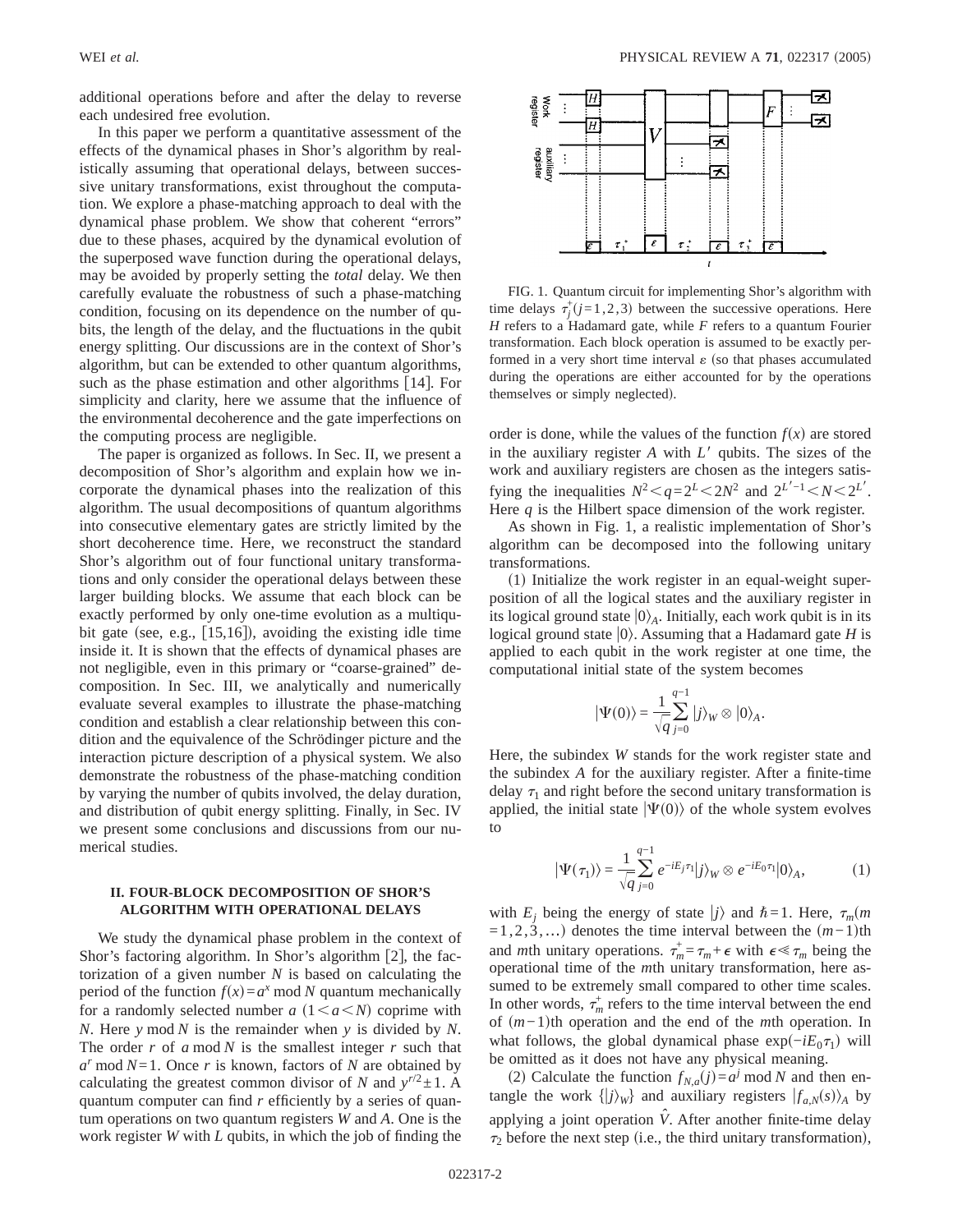additional operations before and after the delay to reverse each undesired free evolution.

In this paper we perform a quantitative assessment of the effects of the dynamical phases in Shor's algorithm by realistically assuming that operational delays, between successive unitary transformations, exist throughout the computation. We explore a phase-matching approach to deal with the dynamical phase problem. We show that coherent "errors" due to these phases, acquired by the dynamical evolution of the superposed wave function during the operational delays, may be avoided by properly setting the *total* delay. We then carefully evaluate the robustness of such a phase-matching condition, focusing on its dependence on the number of qubits, the length of the delay, and the fluctuations in the qubit energy splitting. Our discussions are in the context of Shor's algorithm, but can be extended to other quantum algorithms, such as the phase estimation and other algorithms [14]. For simplicity and clarity, here we assume that the influence of the environmental decoherence and the gate imperfections on the computing process are negligible.

The paper is organized as follows. In Sec. II, we present a decomposition of Shor's algorithm and explain how we incorporate the dynamical phases into the realization of this algorithm. The usual decompositions of quantum algorithms into consecutive elementary gates are strictly limited by the short decoherence time. Here, we reconstruct the standard Shor's algorithm out of four functional unitary transformations and only consider the operational delays between these larger building blocks. We assume that each block can be exactly performed by only one-time evolution as a multiqubit gate (see, e.g., [15,16]), avoiding the existing idle time inside it. It is shown that the effects of dynamical phases are not negligible, even in this primary or "coarse-grained" decomposition. In Sec. III, we analytically and numerically evaluate several examples to illustrate the phase-matching condition and establish a clear relationship between this condition and the equivalence of the Schrödinger picture and the interaction picture description of a physical system. We also demonstrate the robustness of the phase-matching condition by varying the number of qubits involved, the delay duration, and distribution of qubit energy splitting. Finally, in Sec. IV we present some conclusions and discussions from our numerical studies.

## II. FOUR-BLOCK DECOMPOSITION OF SHOR'S ALGORITHM WITH OPERATIONAL DELAYS

We study the dynamical phase problem in the context of Shor's factoring algorithm. In Shor's algorithm [2], the factorization of a given number $N$ is based on calculating the period of the function $f(x)=a^x \bmod N$ quantum mechanically for a randomly selected number $a$ $(1<a<N)$ coprime with $N$. Here $y \bmod N$ is the remainder when $y$ is divided by $N$. The order $r$ of $a \bmod N$ is the smallest integer $r$ such that $a^r \bmod N=1$. Once $r$ is known, factors of $N$ are obtained by calculating the greatest common divisor of $N$ and $y^{r/2}\pm 1$. A quantum computer can find $r$ efficiently by a series of quantum operations on two quantum registers $W$ and $A$. One is the work register $W$ with $L$ qubits, in which the job of finding the order is done, while the values of the function $f(x)$ are stored in the auxiliary register $A$ with $L'$ qubits. The sizes of the work and auxiliary registers are chosen as the integers satisfying the inequalities $N^2<q=2^L<2N^2$ and $2^{L'-1}<N<2^{L'}$. Here $q$ is the Hilbert space dimension of the work register.

FIG. 1. Quantum circuit for implementing Shor's algorithm with time delays $\tau_j^+(j=1,2,3)$ between the successive operations. Here $H$ refers to a Hadamard gate, while $F$ refers to a quantum Fourier transformation. Each block operation is assumed to be exactly performed in a very short time interval $\varepsilon$ (so that phases accumulated during the operations are either accounted for by the operations themselves or simply neglected).

As shown in Fig. 1, a realistic implementation of Shor's algorithm can be decomposed into the following unitary transformations.

(1) Initialize the work register in an equal-weight superposition of all the logical states and the auxiliary register in its logical ground state $|0\rangle_A$. Initially, each work qubit is in its logical ground state $|0\rangle$. Assuming that a Hadamard gate $H$ is applied to each qubit in the work register at one time, the computational initial state of the system becomes

$$|\Psi(0)\rangle = \frac{1}{\sqrt{q}}\sum_{j=0}^{q-1}|j\rangle_W \otimes |0\rangle_A.$$

Here, the subindex $W$ stands for the work register state and the subindex $A$ for the auxiliary register. After a finite-time delay $\tau_1$ and right before the second unitary transformation is applied, the initial state $|\Psi(0)\rangle$ of the whole system evolves to

$$|\Psi(\tau_1)\rangle = \frac{1}{\sqrt{q}}\sum_{j=0}^{q-1}e^{-iE_j\tau_1}|j\rangle_W \otimes e^{-iE_0\tau_1}|0\rangle_A, \tag{1}$$

with $E_j$ being the energy of state $|j\rangle$ and $\hbar=1$. Here, $\tau_m(m=1,2,3,\ldots)$ denotes the time interval between the $(m-1)$th and $m$th unitary operations. $\tau_m^+=\tau_m+\epsilon$ with $\epsilon \ll \tau_m$ being the operational time of the $m$th unitary transformation, here assumed to be extremely small compared to other time scales. In other words, $\tau_m^+$ refers to the time interval between the end of $(m-1)$th operation and the end of the $m$th operation. In what follows, the global dynamical phase $\exp(-iE_0\tau_1)$ will be omitted as it does not have any physical meaning.

(2) Calculate the function $f_{N,a}(j)=a^j \bmod N$ and then entangle the work $\{|j\rangle_W\}$ and auxiliary registers $|f_{a,N}(s)\rangle_A$ by applying a joint operation $\hat{V}$. After another finite-time delay $\tau_2$ before the next step (i.e., the third unitary transformation),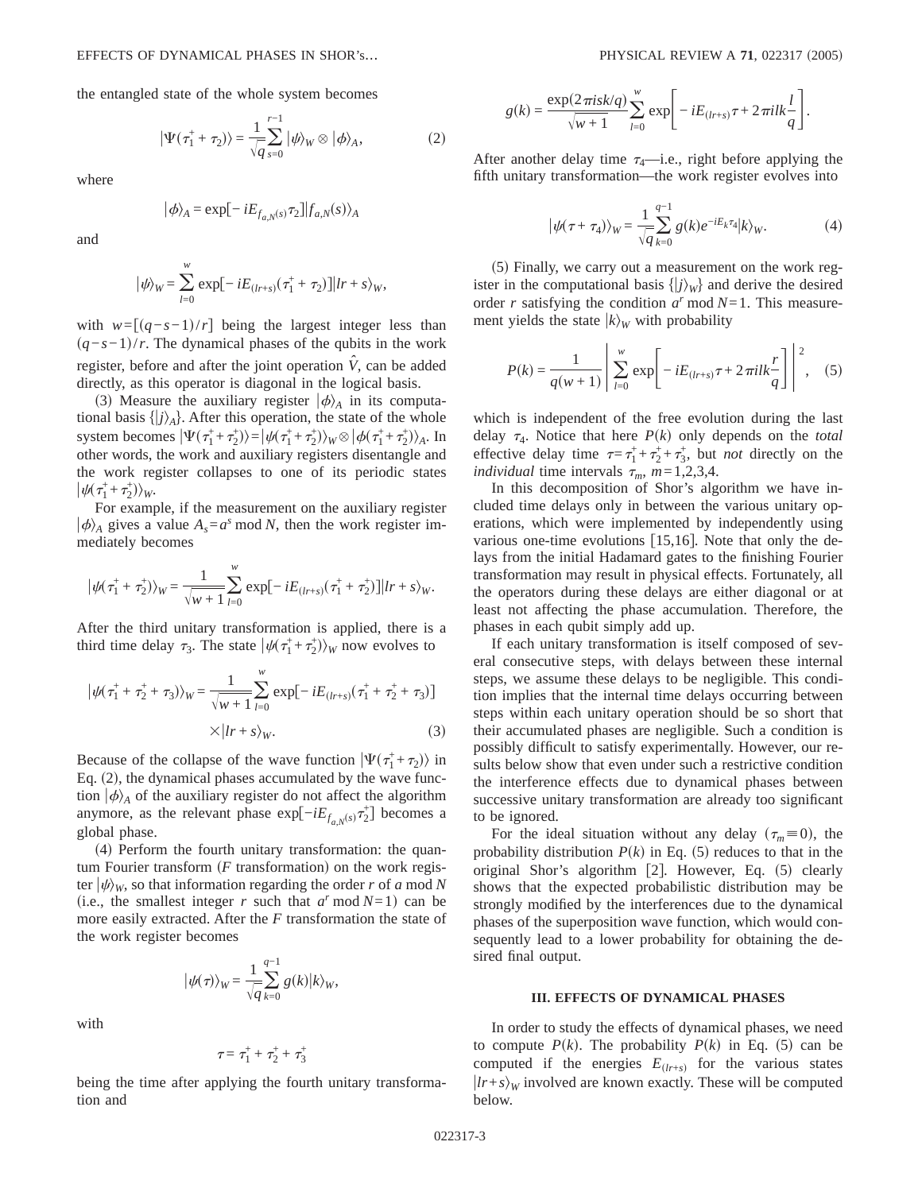the entangled state of the whole system becomes

$$|\Psi(\tau_1^+ + \tau_2)\rangle = \frac{1}{\sqrt{q}} \sum_{s=0}^{r-1} |\psi\rangle_W \otimes |\phi\rangle_A, \tag{2}$$

where

$$|\phi\rangle_A = \exp[-iE_{f_{a,N}(s)}\tau_2]|f_{a,N}(s)\rangle_A$$

and

$$|\psi\rangle_W = \sum_{l=0}^{w} \exp[-iE_{(lr+s)}(\tau_1^+ + \tau_2)]|lr+s\rangle_W,$$

with $w=[(q-s-1)/r]$ being the largest integer less than $(q-s-1)/r$. The dynamical phases of the qubits in the work register, before and after the joint operation $\hat{V}$, can be added directly, as this operator is diagonal in the logical basis.

(3) Measure the auxiliary register $|\phi\rangle_A$ in its computational basis $\{|j\rangle_A\}$. After this operation, the state of the whole system becomes $|\Psi(\tau_1^+ + \tau_2^+)\rangle = |\psi(\tau_1^+ + \tau_2^+)\rangle_W \otimes |\phi(\tau_1^+ + \tau_2^+)\rangle_A$. In other words, the work and auxiliary registers disentangle and the work register collapses to one of its periodic states $|\psi(\tau_1^+ + \tau_2^+)\rangle_W$.

For example, if the measurement on the auxiliary register $|\phi\rangle_A$ gives a value $A_s = a^s \bmod N$, then the work register immediately becomes

$$|\psi(\tau_1^+ + \tau_2^+)\rangle_W = \frac{1}{\sqrt{w+1}} \sum_{l=0}^{w} \exp[-iE_{(lr+s)}(\tau_1^+ + \tau_2^+)]|lr+s\rangle_W.$$

After the third unitary transformation is applied, there is a third time delay $\tau_3$. The state $|\psi(\tau_1^+ + \tau_2^+)\rangle_W$ now evolves to

$$|\psi(\tau_1^+ + \tau_2^+ + \tau_3)\rangle_W = \frac{1}{\sqrt{w+1}} \sum_{l=0}^{w} \exp[-iE_{(lr+s)}(\tau_1^+ + \tau_2^+ + \tau_3)] \times |lr+s\rangle_W. \tag{3}$$

Because of the collapse of the wave function $|\Psi(\tau_1^+ + \tau_2)\rangle$ in Eq. (2), the dynamical phases accumulated by the wave function $|\phi\rangle_A$ of the auxiliary register do not affect the algorithm anymore, as the relevant phase $\exp[-iE_{f_{a,N}(s)}\tau_2^+]$ becomes a global phase.

(4) Perform the fourth unitary transformation: the quantum Fourier transform ($F$ transformation) on the work register $|\psi\rangle_W$, so that information regarding the order $r$ of $a \bmod N$ (i.e., the smallest integer $r$ such that $a^r \bmod N = 1$) can be more easily extracted. After the $F$ transformation the state of the work register becomes

$$|\psi(\tau)\rangle_W = \frac{1}{\sqrt{q}} \sum_{k=0}^{q-1} g(k)|k\rangle_W,$$

with

$$\tau = \tau_1^+ + \tau_2^+ + \tau_3^+$$

being the time after applying the fourth unitary transformation and

$$g(k) = \frac{\exp(2\pi isk/q)}{\sqrt{w+1}} \sum_{l=0}^{w} \exp\left[-iE_{(lr+s)}\tau + 2\pi ilk\frac{l}{q}\right].$$

After another delay time $\tau_4$—i.e., right before applying the fifth unitary transformation—the work register evolves into

$$|\psi(\tau+\tau_4)\rangle_W = \frac{1}{\sqrt{q}} \sum_{k=0}^{q-1} g(k) e^{-iE_k\tau_4}|k\rangle_W. \tag{4}$$

(5) Finally, we carry out a measurement on the work register in the computational basis $\{|j\rangle_W\}$ and derive the desired order $r$ satisfying the condition $a^r \bmod N = 1$. This measurement yields the state $|k\rangle_W$ with probability

$$P(k) = \frac{1}{q(w+1)} \left| \sum_{l=0}^{w} \exp\left[-iE_{(lr+s)}\tau + 2\pi ilk\frac{r}{q}\right] \right|^2, \tag{5}$$

which is independent of the free evolution during the last delay $\tau_4$. Notice that here $P(k)$ only depends on the *total* effective delay time $\tau = \tau_1^+ + \tau_2^+ + \tau_3^+$, but *not* directly on the *individual* time intervals $\tau_m$, $m=1,2,3,4$.

In this decomposition of Shor's algorithm we have included time delays only in between the various unitary operations, which were implemented by independently using various one-time evolutions [15,16]. Note that only the delays from the initial Hadamard gates to the finishing Fourier transformation may result in physical effects. Fortunately, all the operators during these delays are either diagonal or at least not affecting the phase accumulation. Therefore, the phases in each qubit simply add up.

If each unitary transformation is itself composed of several consecutive steps, with delays between these internal steps, we assume these delays to be negligible. This condition implies that the internal time delays occurring between steps within each unitary operation should be so short that their accumulated phases are negligible. Such a condition is possibly difficult to satisfy experimentally. However, our results below show that even under such a restrictive condition the interference effects due to dynamical phases between successive unitary transformation are already too significant to be ignored.

For the ideal situation without any delay ($\tau_m \equiv 0$), the probability distribution $P(k)$ in Eq. (5) reduces to that in the original Shor's algorithm [2]. However, Eq. (5) clearly shows that the expected probabilistic distribution may be strongly modified by the interferences due to the dynamical phases of the superposition wave function, which would consequently lead to a lower probability for obtaining the desired final output.

### III. EFFECTS OF DYNAMICAL PHASES

In order to study the effects of dynamical phases, we need to compute $P(k)$. The probability $P(k)$ in Eq. (5) can be computed if the energies $E_{(lr+s)}$ for the various states $|lr+s\rangle_W$ involved are known exactly. These will be computed below.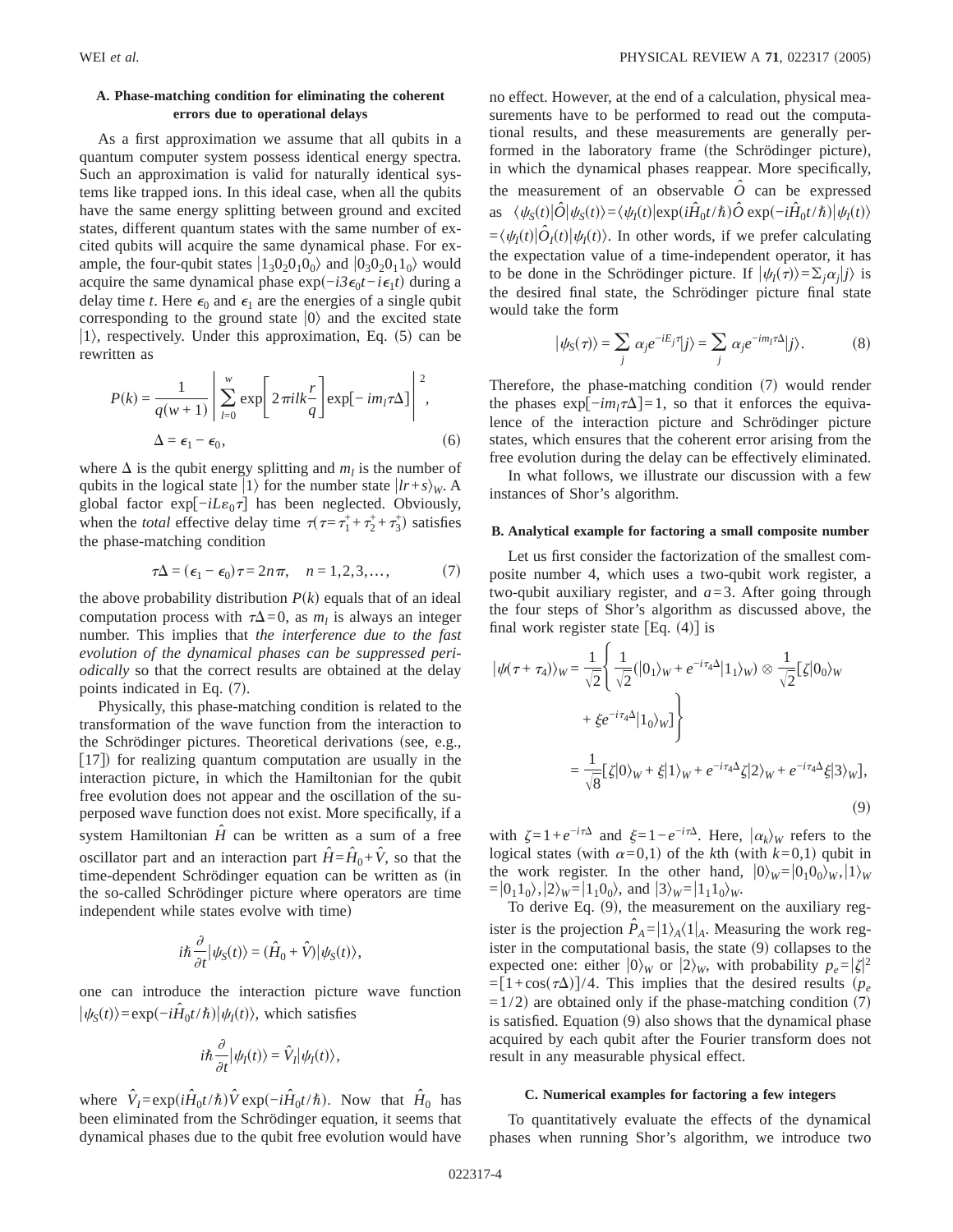### A. Phase-matching condition for eliminating the coherent errors due to operational delays

As a first approximation we assume that all qubits in a quantum computer system possess identical energy spectra. Such an approximation is valid for naturally identical systems like trapped ions. In this ideal case, when all the qubits have the same energy splitting between ground and excited states, different quantum states with the same number of excited qubits will acquire the same dynamical phase. For example, the four-qubit states $|1_3 0_2 0_1 0_0\rangle$ and $|0_3 0_2 0_1 1_0\rangle$ would acquire the same dynamical phase $\exp(-i3\epsilon_0 t - i\epsilon_1 t)$ during a delay time $t$. Here $\epsilon_0$ and $\epsilon_1$ are the energies of a single qubit corresponding to the ground state $|0\rangle$ and the excited state $|1\rangle$, respectively. Under this approximation, Eq. (5) can be rewritten as

$$P(k) = \frac{1}{q(w+1)} \left| \sum_{l=0}^{w} \exp\left[2\pi i l k \frac{r}{q}\right] \exp[-i m_l \tau \Delta] \right|^2,$$
$$\Delta = \epsilon_1 - \epsilon_0, \tag{6}$$

where $\Delta$ is the qubit energy splitting and $m_l$ is the number of qubits in the logical state $|1\rangle$ for the number state $|lr+s\rangle_W$. A global factor $\exp[-iL\varepsilon_0 \tau]$ has been neglected. Obviously, when the *total* effective delay time $\tau(\tau = \tau_1^+ + \tau_2^+ + \tau_3^+)$ satisfies the phase-matching condition

$$\tau \Delta = (\epsilon_1 - \epsilon_0)\tau = 2n\pi, \quad n = 1,2,3,\ldots, \tag{7}$$

the above probability distribution $P(k)$ equals that of an ideal computation process with $\tau\Delta = 0$, as $m_l$ is always an integer number. This implies that *the interference due to the fast evolution of the dynamical phases can be suppressed periodically* so that the correct results are obtained at the delay points indicated in Eq. (7).

Physically, this phase-matching condition is related to the transformation of the wave function from the interaction to the Schrödinger pictures. Theoretical derivations (see, e.g., [17]) for realizing quantum computation are usually in the interaction picture, in which the Hamiltonian for the qubit free evolution does not appear and the oscillation of the superposed wave function does not exist. More specifically, if a system Hamiltonian $\hat{H}$ can be written as a sum of a free oscillator part and an interaction part $\hat{H} = \hat{H}_0 + \hat{V}$, so that the time-dependent Schrödinger equation can be written as (in the so-called Schrödinger picture where operators are time independent while states evolve with time)

$$i\hbar \frac{\partial}{\partial t} |\psi_S(t)\rangle = (\hat{H}_0 + \hat{V}) |\psi_S(t)\rangle,$$

one can introduce the interaction picture wave function $|\psi_S(t)\rangle = \exp(-i\hat{H}_0 t/\hbar)|\psi_I(t)\rangle$, which satisfies

$$i\hbar \frac{\partial}{\partial t} |\psi_I(t)\rangle = \hat{V}_I |\psi_I(t)\rangle,$$

where $\hat{V}_I = \exp(i\hat{H}_0 t/\hbar)\hat{V}\exp(-i\hat{H}_0 t/\hbar)$. Now that $\hat{H}_0$ has been eliminated from the Schrödinger equation, it seems that dynamical phases due to the qubit free evolution would have no effect. However, at the end of a calculation, physical measurements have to be performed to read out the computational results, and these measurements are generally performed in the laboratory frame (the Schrödinger picture), in which the dynamical phases reappear. More specifically, the measurement of an observable $\hat{O}$ can be expressed as $\langle \psi_S(t)|\hat{O}|\psi_S(t)\rangle = \langle \psi_I(t)|\exp(i\hat{H}_0 t/\hbar)\hat{O}\exp(-i\hat{H}_0 t/\hbar)|\psi_I(t)\rangle = \langle \psi_I(t)|\hat{O}_I(t)|\psi_I(t)\rangle$. In other words, if we prefer calculating the expectation value of a time-independent operator, it has to be done in the Schrödinger picture. If $|\psi_I(\tau)\rangle = \sum_j \alpha_j |j\rangle$ is the desired final state, the Schrödinger picture final state would take the form

$$|\psi_S(\tau)\rangle = \sum_j \alpha_j e^{-iE_j \tau} |j\rangle = \sum_j \alpha_j e^{-i m_l \tau \Delta} |j\rangle. \tag{8}$$

Therefore, the phase-matching condition (7) would render the phases $\exp[-i m_l \tau \Delta] = 1$, so that it enforces the equivalence of the interaction picture and Schrödinger picture states, which ensures that the coherent error arising from the free evolution during the delay can be effectively eliminated.

In what follows, we illustrate our discussion with a few instances of Shor's algorithm.

### B. Analytical example for factoring a small composite number

Let us first consider the factorization of the smallest composite number 4, which uses a two-qubit work register, a two-qubit auxiliary register, and $a=3$. After going through the four steps of Shor's algorithm as discussed above, the final work register state [Eq. (4)] is

$$\begin{aligned}
|\psi(\tau + \tau_4)\rangle_W &= \frac{1}{\sqrt{2}} \left\{ \frac{1}{\sqrt{2}} (|0_1\rangle_W + e^{-i\tau_4 \Delta}|1_1\rangle_W) \otimes \frac{1}{\sqrt{2}} [\zeta |0_0\rangle_W \right. \\
&\quad \left. + \xi e^{-i\tau_4 \Delta} |1_0\rangle_W] \right\} \\
&= \frac{1}{\sqrt{8}} [\zeta |0\rangle_W + \xi |1\rangle_W + e^{-i\tau_4 \Delta}\zeta |2\rangle_W + e^{-i\tau_4 \Delta}\xi |3\rangle_W],
\end{aligned} \tag{9}$$

with $\zeta = 1 + e^{-i\tau\Delta}$ and $\xi = 1 - e^{-i\tau\Delta}$. Here, $|\alpha_k\rangle_W$ refers to the logical states (with $\alpha = 0,1$) of the $k$th (with $k=0,1$) qubit in the work register. In the other hand, $|0\rangle_W = |0_1 0_0\rangle_W, |1\rangle_W = |0_1 1_0\rangle, |2\rangle_W = |1_1 0_0\rangle$, and $|3\rangle_W = |1_1 1_0\rangle_W$.

To derive Eq. (9), the measurement on the auxiliary register is the projection $\hat{P}_A = |1\rangle_A \langle 1|_A$. Measuring the work register in the computational basis, the state (9) collapses to the expected one: either $|0\rangle_W$ or $|2\rangle_W$, with probability $p_e = |\zeta|^2 = [1 + \cos(\tau\Delta)]/4$. This implies that the desired results ($p_e = 1/2$) are obtained only if the phase-matching condition (7) is satisfied. Equation (9) also shows that the dynamical phase acquired by each qubit after the Fourier transform does not result in any measurable physical effect.

### C. Numerical examples for factoring a few integers

To quantitatively evaluate the effects of the dynamical phases when running Shor's algorithm, we introduce two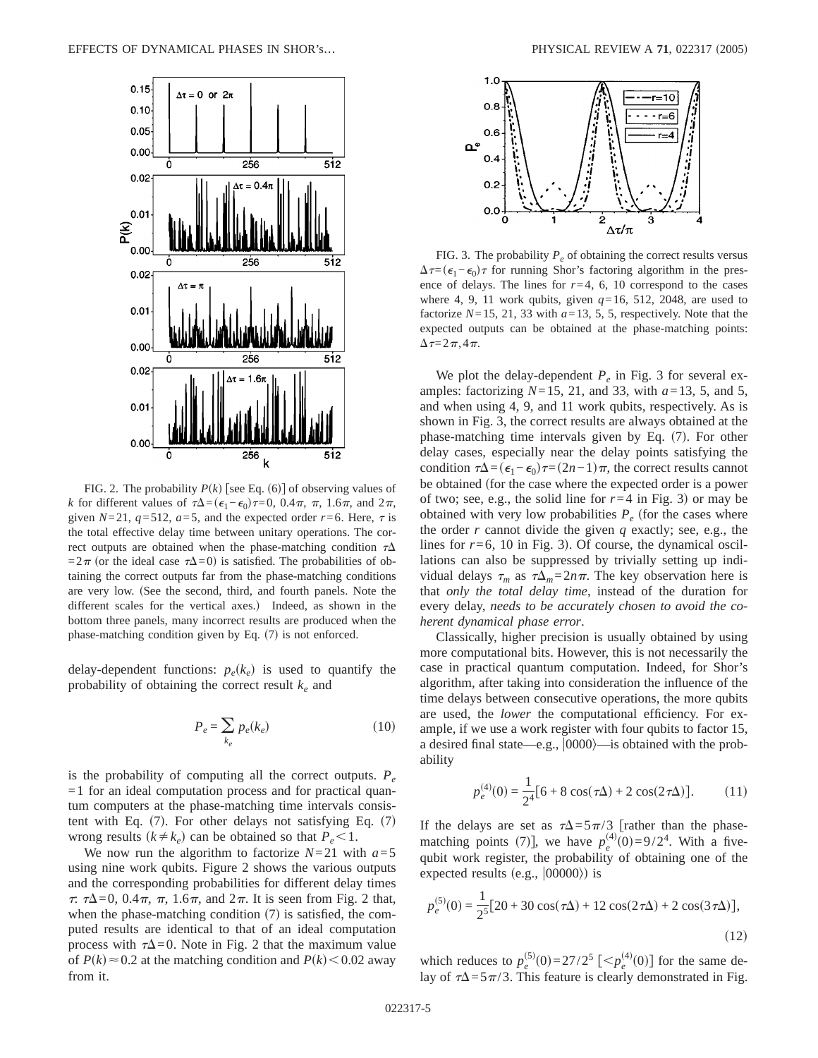FIG. 2. The probability $P(k)$ [see Eq. (6)] of observing values of $k$ for different values of $\tau\Delta=(\epsilon_1-\epsilon_0)\tau=0$, $0.4\pi$, $\pi$, $1.6\pi$, and $2\pi$, given $N=21$, $q=512$, $a=5$, and the expected order $r=6$. Here, $\tau$ is the total effective delay time between unitary operations. The correct outputs are obtained when the phase-matching condition $\tau\Delta=2\pi$ (or the ideal case $\tau\Delta=0$) is satisfied. The probabilities of obtaining the correct outputs far from the phase-matching conditions are very low. (See the second, third, and fourth panels. Note the different scales for the vertical axes.) Indeed, as shown in the bottom three panels, many incorrect results are produced when the phase-matching condition given by Eq. (7) is not enforced.

delay-dependent functions: $p_e(k_e)$ is used to quantify the probability of obtaining the correct result $k_e$ and

$$P_e=\sum_{k_e} p_e(k_e) \tag{10}$$

is the probability of computing all the correct outputs. $P_e=1$ for an ideal computation process and for practical quantum computers at the phase-matching time intervals consistent with Eq. (7). For other delays not satisfying Eq. (7) wrong results ($k\neq k_e$) can be obtained so that $P_e<1$.

We now run the algorithm to factorize $N=21$ with $a=5$ using nine work qubits. Figure 2 shows the various outputs and the corresponding probabilities for different delay times $\tau$: $\tau\Delta=0$, $0.4\pi$, $\pi$, $1.6\pi$, and $2\pi$. It is seen from Fig. 2 that, when the phase-matching condition (7) is satisfied, the computed results are identical to that of an ideal computation process with $\tau\Delta=0$. Note in Fig. 2 that the maximum value of $P(k)\approx 0.2$ at the matching condition and $P(k)<0.02$ away from it.

FIG. 3. The probability $P_e$ of obtaining the correct results versus $\Delta\tau=(\epsilon_1-\epsilon_0)\tau$ for running Shor's factoring algorithm in the presence of delays. The lines for $r=4$, 6, 10 correspond to the cases where 4, 9, 11 work qubits, given $q=16$, 512, 2048, are used to factorize $N=15$, 21, 33 with $a=13$, 5, 5, respectively. Note that the expected outputs can be obtained at the phase-matching points: $\Delta\tau=2\pi, 4\pi$.

We plot the delay-dependent $P_e$ in Fig. 3 for several examples: factorizing $N=15$, 21, and 33, with $a=13$, 5, and 5, and when using 4, 9, and 11 work qubits, respectively. As is shown in Fig. 3, the correct results are always obtained at the phase-matching time intervals given by Eq. (7). For other delay cases, especially near the delay points satisfying the condition $\tau\Delta=(\epsilon_1-\epsilon_0)\tau=(2n-1)\pi$, the correct results cannot be obtained (for the case where the expected order is a power of two; see, e.g., the solid line for $r=4$ in Fig. 3) or may be obtained with very low probabilities $P_e$ (for the cases where the order $r$ cannot divide the given $q$ exactly; see, e.g., the lines for $r=6$, 10 in Fig. 3). Of course, the dynamical oscillations can also be suppressed by trivially setting up individual delays $\tau_m$ as $\tau\Delta_m=2n\pi$. The key observation here is that *only the total delay time*, instead of the duration for every delay, *needs to be accurately chosen to avoid the coherent dynamical phase error*.

Classically, higher precision is usually obtained by using more computational bits. However, this is not necessarily the case in practical quantum computation. Indeed, for Shor's algorithm, after taking into consideration the influence of the time delays between consecutive operations, the more qubits are used, the *lower* the computational efficiency. For example, if we use a work register with four qubits to factor 15, a desired final state—e.g., $|0000\rangle$—is obtained with the probability

$$p_e^{(4)}(0)=\frac{1}{2^4}[6+8\cos(\tau\Delta)+2\cos(2\tau\Delta)]. \tag{11}$$

If the delays are set as $\tau\Delta=5\pi/3$ [rather than the phase-matching points (7)], we have $p_e^{(4)}(0)=9/2^4$. With a five-qubit work register, the probability of obtaining one of the expected results (e.g., $|00000\rangle$) is

$$p_e^{(5)}(0)=\frac{1}{2^5}[20+30\cos(\tau\Delta)+12\cos(2\tau\Delta)+2\cos(3\tau\Delta)], \tag{12}$$

which reduces to $p_e^{(5)}(0)=27/2^5$ [$<p_e^{(4)}(0)$] for the same delay of $\tau\Delta=5\pi/3$. This feature is clearly demonstrated in Fig.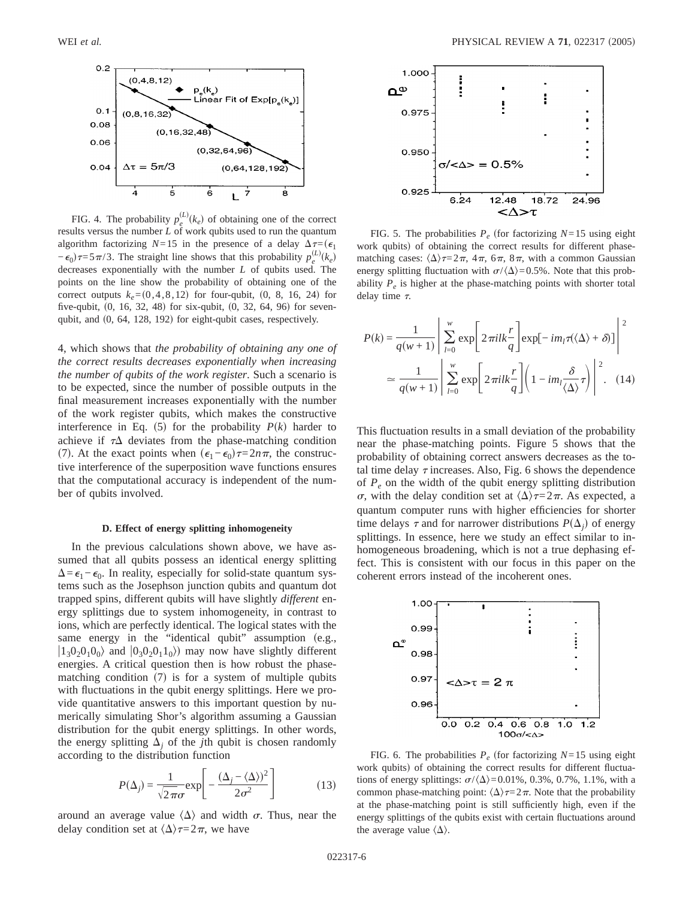FIG. 4. The probability $p_e^{(L)}(k_e)$ of obtaining one of the correct results versus the number $L$ of work qubits used to run the quantum algorithm factorizing $N=15$ in the presence of a delay $\Delta\tau=(\epsilon_1-\epsilon_0)\tau=5\pi/3$. The straight line shows that this probability $p_e^{(L)}(k_e)$ decreases exponentially with the number $L$ of qubits used. The points on the line show the probability of obtaining one of the correct outputs $k_e=(0,4,8,12)$ for four-qubit, (0, 8, 16, 24) for five-qubit, (0, 16, 32, 48) for six-qubit, (0, 32, 64, 96) for seven-qubit, and (0, 64, 128, 192) for eight-qubit cases, respectively.

4, which shows that *the probability of obtaining any one of the correct results decreases exponentially when increasing the number of qubits of the work register*. Such a scenario is to be expected, since the number of possible outputs in the final measurement increases exponentially with the number of the work register qubits, which makes the constructive interference in Eq. (5) for the probability $P(k)$ harder to achieve if $\tau\Delta$ deviates from the phase-matching condition (7). At the exact points when $(\epsilon_1-\epsilon_0)\tau=2n\pi$, the constructive interference of the superposition wave functions ensures that the computational accuracy is independent of the number of qubits involved.

### D. Effect of energy splitting inhomogeneity

In the previous calculations shown above, we have assumed that all qubits possess an identical energy splitting $\Delta=\epsilon_1-\epsilon_0$. In reality, especially for solid-state quantum systems such as the Josephson junction qubits and quantum dot trapped spins, different qubits will have slightly *different* energy splittings due to system inhomogeneity, in contrast to ions, which are perfectly identical. The logical states with the same energy in the "identical qubit" assumption (e.g., $|1_3 0_2 0_1 0_0\rangle$ and $|0_3 0_2 0_1 1_0\rangle$) may now have slightly different energies. A critical question then is how robust the phase-matching condition (7) is for a system of multiple qubits with fluctuations in the qubit energy splittings. Here we provide quantitative answers to this important question by numerically simulating Shor's algorithm assuming a Gaussian distribution for the qubit energy splittings. In other words, the energy splitting $\Delta_j$ of the $j$th qubit is chosen randomly according to the distribution function

$$P(\Delta_j)=\frac{1}{\sqrt{2\pi}\sigma}\exp\left[-\frac{(\Delta_j-\langle\Delta\rangle)^2}{2\sigma^2}\right] \tag{13}$$

around an average value $\langle\Delta\rangle$ and width $\sigma$. Thus, near the delay condition set at $\langle\Delta\rangle\tau=2\pi$, we have

FIG. 5. The probabilities $P_e$ (for factorizing $N=15$ using eight work qubits) of obtaining the correct results for different phase-matching cases: $\langle\Delta\rangle\tau=2\pi$, $4\pi$, $6\pi$, $8\pi$, with a common Gaussian energy splitting fluctuation with $\sigma/\langle\Delta\rangle=0.5\%$. Note that this probability $P_e$ is higher at the phase-matching points with shorter total delay time $\tau$.

$$\begin{aligned} P(k) &= \frac{1}{q(w+1)}\left|\sum_{l=0}^{w}\exp\left[2\pi i l k\frac{r}{q}\right]\exp[-i m_l \tau(\langle\Delta\rangle+\delta)]\right|^2 \\ &\simeq \frac{1}{q(w+1)}\left|\sum_{l=0}^{w}\exp\left[2\pi i l k\frac{r}{q}\right]\left(1-i m_l\frac{\delta}{\langle\Delta\rangle}\tau\right)\right|^2. \end{aligned} \tag{14}$$

This fluctuation results in a small deviation of the probability near the phase-matching points. Figure 5 shows that the probability of obtaining correct answers decreases as the total time delay $\tau$ increases. Also, Fig. 6 shows the dependence of $P_e$ on the width of the qubit energy splitting distribution $\sigma$, with the delay condition set at $\langle\Delta\rangle\tau=2\pi$. As expected, a quantum computer runs with higher efficiencies for shorter time delays $\tau$ and for narrower distributions $P(\Delta_j)$ of energy splittings. In essence, here we study an effect similar to inhomogeneous broadening, which is not a true dephasing effect. This is consistent with our focus in this paper on the coherent errors instead of the incoherent ones.

FIG. 6. The probabilities $P_e$ (for factorizing $N=15$ using eight work qubits) of obtaining the correct results for different fluctuations of energy splittings: $\sigma/\langle\Delta\rangle=0.01\%$, 0.3%, 0.7%, 1.1%, with a common phase-matching point: $\langle\Delta\rangle\tau=2\pi$. Note that the probability at the phase-matching point is still sufficiently high, even if the energy splittings of the qubits exist with certain fluctuations around the average value $\langle\Delta\rangle$.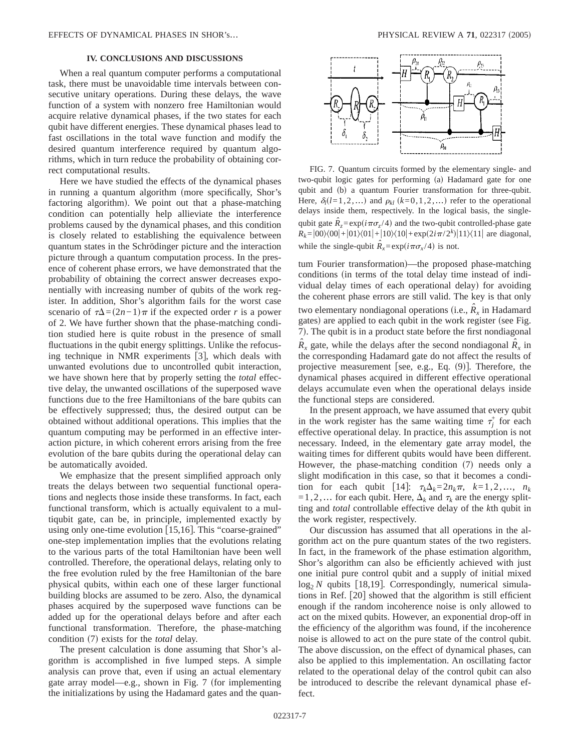## IV. CONCLUSIONS AND DISCUSSIONS

When a real quantum computer performs a computational task, there must be unavoidable time intervals between consecutive unitary operations. During these delays, the wave function of a system with nonzero free Hamiltonian would acquire relative dynamical phases, if the two states for each qubit have different energies. These dynamical phases lead to fast oscillations in the total wave function and modify the desired quantum interference required by quantum algorithms, which in turn reduce the probability of obtaining correct computational results.

Here we have studied the effects of the dynamical phases in running a quantum algorithm (more specifically, Shor's factoring algorithm). We point out that a phase-matching condition can potentially help alleviate the interference problems caused by the dynamical phases, and this condition is closely related to establishing the equivalence between quantum states in the Schrödinger picture and the interaction picture through a quantum computation process. In the presence of coherent phase errors, we have demonstrated that the probability of obtaining the correct answer decreases exponentially with increasing number of qubits of the work register. In addition, Shor's algorithm fails for the worst case scenario of $\tau\Delta=(2n-1)\pi$ if the expected order $r$ is a power of 2. We have further shown that the phase-matching condition studied here is quite robust in the presence of small fluctuations in the qubit energy splittings. Unlike the refocusing technique in NMR experiments [3], which deals with unwanted evolutions due to uncontrolled qubit interaction, we have shown here that by properly setting the *total* effective delay, the unwanted oscillations of the superposed wave functions due to the free Hamiltonians of the bare qubits can be effectively suppressed; thus, the desired output can be obtained without additional operations. This implies that the quantum computing may be performed in an effective interaction picture, in which coherent errors arising from the free evolution of the bare qubits during the operational delay can be automatically avoided.

We emphasize that the present simplified approach only treats the delays between two sequential functional operations and neglects those inside these transforms. In fact, each functional transform, which is actually equivalent to a multiqubit gate, can be, in principle, implemented exactly by using only one-time evolution [15,16]. This "coarse-grained" one-step implementation implies that the evolutions relating to the various parts of the total Hamiltonian have been well controlled. Therefore, the operational delays, relating only to the free evolution ruled by the free Hamiltonian of the bare physical qubits, within each one of these larger functional building blocks are assumed to be zero. Also, the dynamical phases acquired by the superposed wave functions can be added up for the operational delays before and after each functional transformation. Therefore, the phase-matching condition (7) exists for the *total* delay.

The present calculation is done assuming that Shor's algorithm is accomplished in five lumped steps. A simple analysis can prove that, even if using an actual elementary gate array model—e.g., shown in Fig. 7 (for implementing the initializations by using the Hadamard gates and the quantum Fourier transformation)—the proposed phase-matching conditions (in terms of the total delay time instead of individual delay times of each operational delay) for avoiding the coherent phase errors are still valid. The key is that only two elementary nondiagonal operations (i.e., $\hat{R}_x$ in Hadamard gates) are applied to each qubit in the work register (see Fig. 7). The qubit is in a product state before the first nondiagonal $\hat{R}_x$ gate, while the delays after the second nondiagonal $\hat{R}_x$ in the corresponding Hadamard gate do not affect the results of projective measurement [see, e.g., Eq. (9)]. Therefore, the dynamical phases acquired in different effective operational delays accumulate even when the operational delays inside the functional steps are considered.

FIG. 7. Quantum circuits formed by the elementary single- and two-qubit logic gates for performing (a) Hadamard gate for one qubit and (b) a quantum Fourier transformation for three-qubit. Here, $\delta_l(l=1,2,\ldots)$ and $\rho_{kl}$ $(k=0,1,2,\ldots)$ refer to the operational delays inside them, respectively. In the logical basis, the single-qubit gate $\hat{R}_z=\exp(i\pi\sigma_z/4)$ and the two-qubit controlled-phase gate $R_k=|00\rangle\langle 00|+|01\rangle\langle 01|+|10\rangle\langle 10|+\exp(2i\pi/2^k)|11\rangle\langle 11|$ are diagonal, while the single-qubit $\hat{R}_x=\exp(i\pi\sigma_x/4)$ is not.

In the present approach, we have assumed that every qubit in the work register has the same waiting time $\tau_j^+$ for each effective operational delay. In practice, this assumption is not necessary. Indeed, in the elementary gate array model, the waiting times for different qubits would have been different. However, the phase-matching condition (7) needs only a slight modification in this case, so that it becomes a condition for each qubit [14]: $\tau_k\Delta_k=2n_k\pi$, $k=1,2,\ldots$, $n_k=1,2,\ldots$ for each qubit. Here, $\Delta_k$ and $\tau_k$ are the energy splitting and *total* controllable effective delay of the $k$th qubit in the work register, respectively.

Our discussion has assumed that all operations in the algorithm act on the pure quantum states of the two registers. In fact, in the framework of the phase estimation algorithm, Shor's algorithm can also be efficiently achieved with just one initial pure control qubit and a supply of initial mixed $\log_2 N$ qubits [18,19]. Correspondingly, numerical simulations in Ref. [20] showed that the algorithm is still efficient enough if the random incoherence noise is only allowed to act on the mixed qubits. However, an exponential drop-off in the efficiency of the algorithm was found, if the incoherence noise is allowed to act on the pure state of the control qubit. The above discussion, on the effect of dynamical phases, can also be applied to this implementation. An oscillating factor related to the operational delay of the control qubit can also be introduced to describe the relevant dynamical phase effect.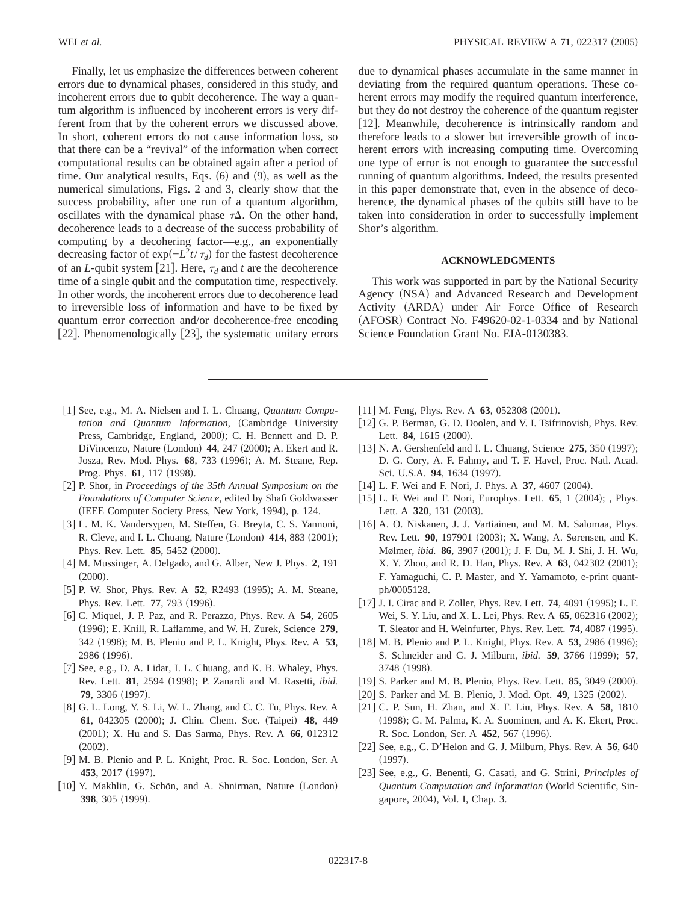Finally, let us emphasize the differences between coherent errors due to dynamical phases, considered in this study, and incoherent errors due to qubit decoherence. The way a quantum algorithm is influenced by incoherent errors is very different from that by the coherent errors we discussed above. In short, coherent errors do not cause information loss, so that there can be a "revival" of the information when correct computational results can be obtained again after a period of time. Our analytical results, Eqs. (6) and (9), as well as the numerical simulations, Figs. 2 and 3, clearly show that the success probability, after one run of a quantum algorithm, oscillates with the dynamical phase $\tau\Delta$. On the other hand, decoherence leads to a decrease of the success probability of computing by a decohering factor—e.g., an exponentially decreasing factor of $\exp(-L^2 t/\tau_d)$ for the fastest decoherence of an $L$-qubit system [21]. Here, $\tau_d$ and $t$ are the decoherence time of a single qubit and the computation time, respectively. In other words, the incoherent errors due to decoherence lead to irreversible loss of information and have to be fixed by quantum error correction and/or decoherence-free encoding [22]. Phenomenologically [23], the systematic unitary errors due to dynamical phases accumulate in the same manner in deviating from the required quantum operations. These coherent errors may modify the required quantum interference, but they do not destroy the coherence of the quantum register [12]. Meanwhile, decoherence is intrinsically random and therefore leads to a slower but irreversible growth of incoherent errors with increasing computing time. Overcoming one type of error is not enough to guarantee the successful running of quantum algorithms. Indeed, the results presented in this paper demonstrate that, even in the absence of decoherence, the dynamical phases of the qubits still have to be taken into consideration in order to successfully implement Shor's algorithm.

## ACKNOWLEDGMENTS

This work was supported in part by the National Security Agency (NSA) and Advanced Research and Development Activity (ARDA) under Air Force Office of Research (AFOSR) Contract No. F49620-02-1-0334 and by National Science Foundation Grant No. EIA-0130383.

---

[1] See, e.g., M. A. Nielsen and I. L. Chuang, *Quantum Computation and Quantum Information*, (Cambridge University Press, Cambridge, England, 2000); C. H. Bennett and D. P. DiVincenzo, Nature (London) **44**, 247 (2000); A. Ekert and R. Josza, Rev. Mod. Phys. **68**, 733 (1996); A. M. Steane, Rep. Prog. Phys. **61**, 117 (1998).

[2] P. Shor, in *Proceedings of the 35th Annual Symposium on the Foundations of Computer Science*, edited by Shafi Goldwasser (IEEE Computer Society Press, New York, 1994), p. 124.

[3] L. M. K. Vandersypen, M. Steffen, G. Breyta, C. S. Yannoni, R. Cleve, and I. L. Chuang, Nature (London) **414**, 883 (2001); Phys. Rev. Lett. **85**, 5452 (2000).

[4] M. Mussinger, A. Delgado, and G. Alber, New J. Phys. **2**, 191 (2000).

[5] P. W. Shor, Phys. Rev. A **52**, R2493 (1995); A. M. Steane, Phys. Rev. Lett. **77**, 793 (1996).

[6] C. Miquel, J. P. Paz, and R. Perazzo, Phys. Rev. A **54**, 2605 (1996); E. Knill, R. Laflamme, and W. H. Zurek, Science **279**, 342 (1998); M. B. Plenio and P. L. Knight, Phys. Rev. A **53**, 2986 (1996).

[7] See, e.g., D. A. Lidar, I. L. Chuang, and K. B. Whaley, Phys. Rev. Lett. **81**, 2594 (1998); P. Zanardi and M. Rasetti, *ibid.* **79**, 3306 (1997).

[8] G. L. Long, Y. S. Li, W. L. Zhang, and C. C. Tu, Phys. Rev. A **61**, 042305 (2000); J. Chin. Chem. Soc. (Taipei) **48**, 449 (2001); X. Hu and S. Das Sarma, Phys. Rev. A **66**, 012312 (2002).

[9] M. B. Plenio and P. L. Knight, Proc. R. Soc. London, Ser. A **453**, 2017 (1997).

[10] Y. Makhlin, G. Schön, and A. Shnirman, Nature (London) **398**, 305 (1999).

[11] M. Feng, Phys. Rev. A **63**, 052308 (2001).

[12] G. P. Berman, G. D. Doolen, and V. I. Tsifrinovish, Phys. Rev. Lett. **84**, 1615 (2000).

[13] N. A. Gershenfeld and I. L. Chuang, Science **275**, 350 (1997); D. G. Cory, A. F. Fahmy, and T. F. Havel, Proc. Natl. Acad. Sci. U.S.A. **94**, 1634 (1997).

[14] L. F. Wei and F. Nori, J. Phys. A **37**, 4607 (2004).

[15] L. F. Wei and F. Nori, Europhys. Lett. **65**, 1 (2004); , Phys. Lett. A **320**, 131 (2003).

[16] A. O. Niskanen, J. J. Vartiainen, and M. M. Salomaa, Phys. Rev. Lett. **90**, 197901 (2003); X. Wang, A. Sørensen, and K. Mølmer, *ibid.* **86**, 3907 (2001); J. F. Du, M. J. Shi, J. H. Wu, X. Y. Zhou, and R. D. Han, Phys. Rev. A **63**, 042302 (2001); F. Yamaguchi, C. P. Master, and Y. Yamamoto, e-print quant-ph/0005128.

[17] J. I. Cirac and P. Zoller, Phys. Rev. Lett. **74**, 4091 (1995); L. F. Wei, S. Y. Liu, and X. L. Lei, Phys. Rev. A **65**, 062316 (2002); T. Sleator and H. Weinfurter, Phys. Rev. Lett. **74**, 4087 (1995).

[18] M. B. Plenio and P. L. Knight, Phys. Rev. A **53**, 2986 (1996); S. Schneider and G. J. Milburn, *ibid.* **59**, 3766 (1999); **57**, 3748 (1998).

[19] S. Parker and M. B. Plenio, Phys. Rev. Lett. **85**, 3049 (2000).

[20] S. Parker and M. B. Plenio, J. Mod. Opt. **49**, 1325 (2002).

[21] C. P. Sun, H. Zhan, and X. F. Liu, Phys. Rev. A **58**, 1810 (1998); G. M. Palma, K. A. Suominen, and A. K. Ekert, Proc. R. Soc. London, Ser. A **452**, 567 (1996).

[22] See, e.g., C. D'Helon and G. J. Milburn, Phys. Rev. A **56**, 640 (1997).

[23] See, e.g., G. Benenti, G. Casati, and G. Strini, *Principles of Quantum Computation and Information* (World Scientific, Singapore, 2004), Vol. I, Chap. 3.